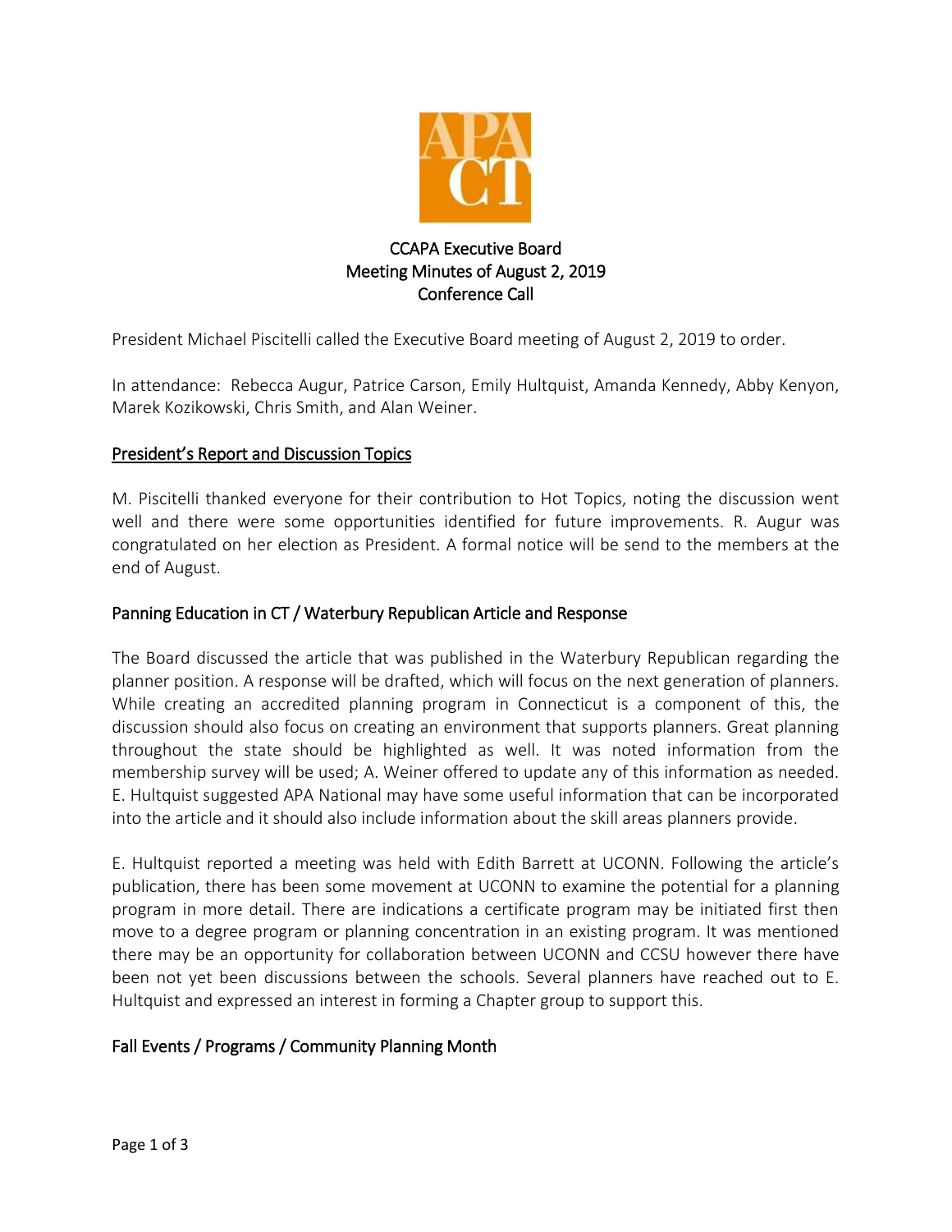# CCAPA Executive Board
## Meeting Minutes of August 2, 2019
## Conference Call

President Michael Piscitelli called the Executive Board meeting of August 2, 2019 to order.

In attendance: Rebecca Augur, Patrice Carson, Emily Hultquist, Amanda Kennedy, Abby Kenyon, Marek Kozikowski, Chris Smith, and Alan Weiner.

### President's Report and Discussion Topics

M. Piscitelli thanked everyone for their contribution to Hot Topics, noting the discussion went well and there were some opportunities identified for future improvements. R. Augur was congratulated on her election as President. A formal notice will be send to the members at the end of August.

### Panning Education in CT / Waterbury Republican Article and Response

The Board discussed the article that was published in the Waterbury Republican regarding the planner position. A response will be drafted, which will focus on the next generation of planners. While creating an accredited planning program in Connecticut is a component of this, the discussion should also focus on creating an environment that supports planners. Great planning throughout the state should be highlighted as well. It was noted information from the membership survey will be used; A. Weiner offered to update any of this information as needed. E. Hultquist suggested APA National may have some useful information that can be incorporated into the article and it should also include information about the skill areas planners provide.

E. Hultquist reported a meeting was held with Edith Barrett at UCONN. Following the article's publication, there has been some movement at UCONN to examine the potential for a planning program in more detail. There are indications a certificate program may be initiated first then move to a degree program or planning concentration in an existing program. It was mentioned there may be an opportunity for collaboration between UCONN and CCSU however there have been not yet been discussions between the schools. Several planners have reached out to E. Hultquist and expressed an interest in forming a Chapter group to support this.

### Fall Events / Programs / Community Planning Month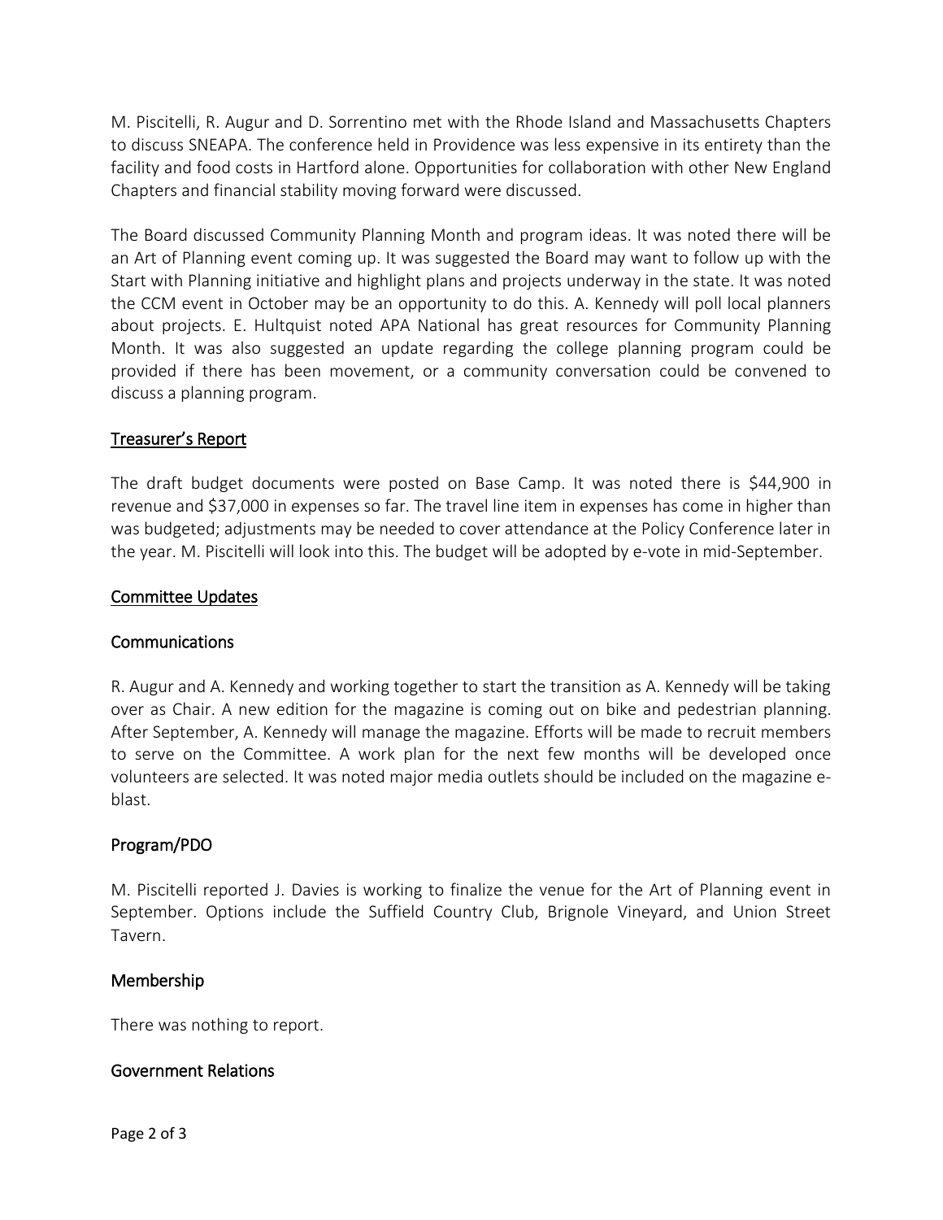M. Piscitelli, R. Augur and D. Sorrentino met with the Rhode Island and Massachusetts Chapters to discuss SNEAPA. The conference held in Providence was less expensive in its entirety than the facility and food costs in Hartford alone. Opportunities for collaboration with other New England Chapters and financial stability moving forward were discussed.

The Board discussed Community Planning Month and program ideas. It was noted there will be an Art of Planning event coming up. It was suggested the Board may want to follow up with the Start with Planning initiative and highlight plans and projects underway in the state. It was noted the CCM event in October may be an opportunity to do this. A. Kennedy will poll local planners about projects. E. Hultquist noted APA National has great resources for Community Planning Month. It was also suggested an update regarding the college planning program could be provided if there has been movement, or a community conversation could be convened to discuss a planning program.

## Treasurer's Report

The draft budget documents were posted on Base Camp. It was noted there is $44,900 in revenue and $37,000 in expenses so far. The travel line item in expenses has come in higher than was budgeted; adjustments may be needed to cover attendance at the Policy Conference later in the year. M. Piscitelli will look into this. The budget will be adopted by e-vote in mid-September.

## Committee Updates

### Communications

R. Augur and A. Kennedy and working together to start the transition as A. Kennedy will be taking over as Chair. A new edition for the magazine is coming out on bike and pedestrian planning. After September, A. Kennedy will manage the magazine. Efforts will be made to recruit members to serve on the Committee. A work plan for the next few months will be developed once volunteers are selected. It was noted major media outlets should be included on the magazine e-blast.

### Program/PDO

M. Piscitelli reported J. Davies is working to finalize the venue for the Art of Planning event in September. Options include the Suffield Country Club, Brignole Vineyard, and Union Street Tavern.

### Membership

There was nothing to report.

### Government Relations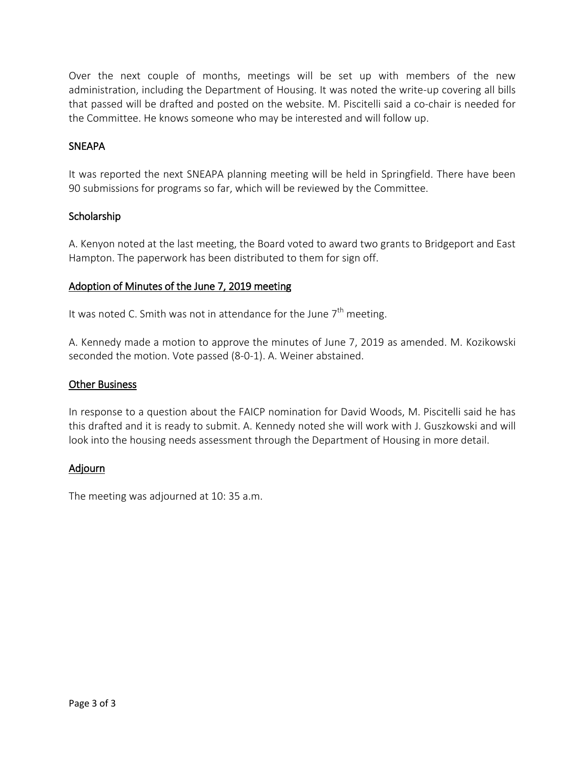Over the next couple of months, meetings will be set up with members of the new administration, including the Department of Housing. It was noted the write-up covering all bills that passed will be drafted and posted on the website. M. Piscitelli said a co-chair is needed for the Committee. He knows someone who may be interested and will follow up.

### SNEAPA

It was reported the next SNEAPA planning meeting will be held in Springfield. There have been 90 submissions for programs so far, which will be reviewed by the Committee.

### Scholarship

A. Kenyon noted at the last meeting, the Board voted to award two grants to Bridgeport and East Hampton. The paperwork has been distributed to them for sign off.

## Adoption of Minutes of the June 7, 2019 meeting

It was noted C. Smith was not in attendance for the June 7th meeting.

A. Kennedy made a motion to approve the minutes of June 7, 2019 as amended. M. Kozikowski seconded the motion. Vote passed (8-0-1). A. Weiner abstained.

## Other Business

In response to a question about the FAICP nomination for David Woods, M. Piscitelli said he has this drafted and it is ready to submit. A. Kennedy noted she will work with J. Guszkowski and will look into the housing needs assessment through the Department of Housing in more detail.

## Adjourn

The meeting was adjourned at 10: 35 a.m.